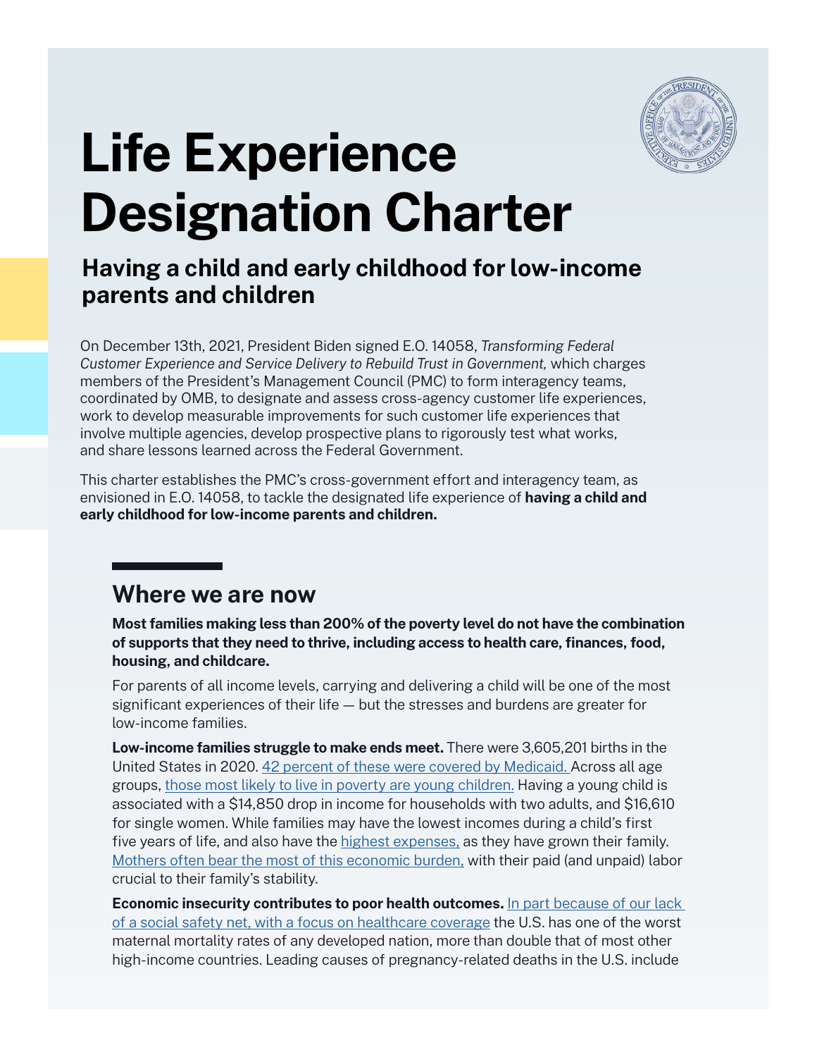# Life Experience Designation Charter

## Having a child and early childhood for low-income parents and children

On December 13th, 2021, President Biden signed E.O. 14058, *Transforming Federal Customer Experience and Service Delivery to Rebuild Trust in Government,* which charges members of the President's Management Council (PMC) to form interagency teams, coordinated by OMB, to designate and assess cross-agency customer life experiences, work to develop measurable improvements for such customer life experiences that involve multiple agencies, develop prospective plans to rigorously test what works, and share lessons learned across the Federal Government.

This charter establishes the PMC's cross-government effort and interagency team, as envisioned in E.O. 14058, to tackle the designated life experience of **having a child and early childhood for low-income parents and children.**

## Where we are now

**Most families making less than 200% of the poverty level do not have the combination of supports that they need to thrive, including access to health care, finances, food, housing, and childcare.**

For parents of all income levels, carrying and delivering a child will be one of the most significant experiences of their life — but the stresses and burdens are greater for low-income families.

**Low-income families struggle to make ends meet.** There were 3,605,201 births in the United States in 2020. 42 percent of these were covered by Medicaid. Across all age groups, those most likely to live in poverty are young children. Having a young child is associated with a $14,850 drop in income for households with two adults, and $16,610 for single women. While families may have the lowest incomes during a child's first five years of life, and also have the highest expenses, as they have grown their family. Mothers often bear the most of this economic burden, with their paid (and unpaid) labor crucial to their family's stability.

**Economic insecurity contributes to poor health outcomes.** In part because of our lack of a social safety net, with a focus on healthcare coverage the U.S. has one of the worst maternal mortality rates of any developed nation, more than double that of most other high-income countries. Leading causes of pregnancy-related deaths in the U.S. include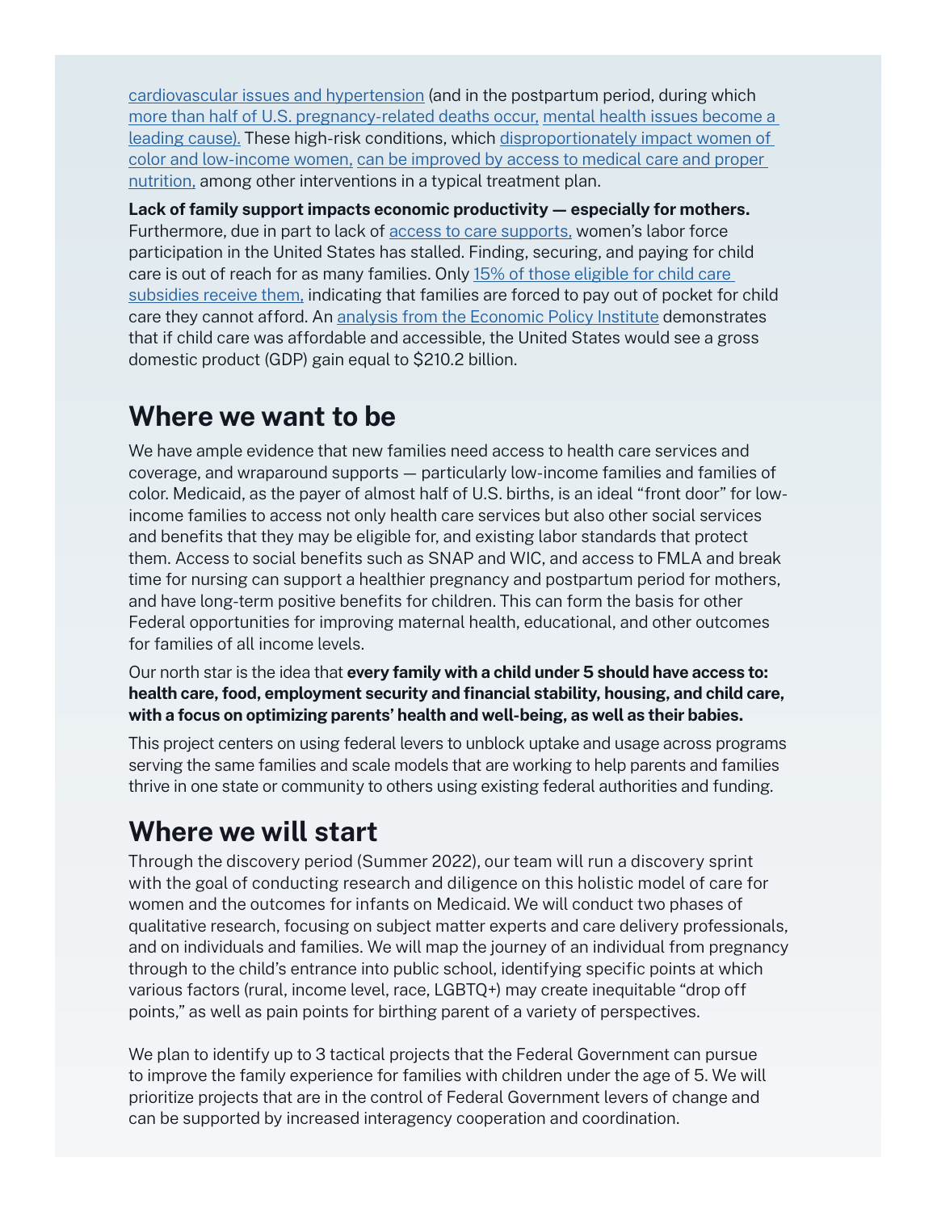cardiovascular issues and hypertension (and in the postpartum period, during which more than half of U.S. pregnancy-related deaths occur, mental health issues become a leading cause). These high-risk conditions, which disproportionately impact women of color and low-income women, can be improved by access to medical care and proper nutrition, among other interventions in a typical treatment plan.

**Lack of family support impacts economic productivity — especially for mothers.** Furthermore, due in part to lack of access to care supports, women's labor force participation in the United States has stalled. Finding, securing, and paying for child care is out of reach for as many families. Only 15% of those eligible for child care subsidies receive them, indicating that families are forced to pay out of pocket for child care they cannot afford. An analysis from the Economic Policy Institute demonstrates that if child care was affordable and accessible, the United States would see a gross domestic product (GDP) gain equal to $210.2 billion.

## Where we want to be

We have ample evidence that new families need access to health care services and coverage, and wraparound supports — particularly low-income families and families of color. Medicaid, as the payer of almost half of U.S. births, is an ideal "front door" for low-income families to access not only health care services but also other social services and benefits that they may be eligible for, and existing labor standards that protect them. Access to social benefits such as SNAP and WIC, and access to FMLA and break time for nursing can support a healthier pregnancy and postpartum period for mothers, and have long-term positive benefits for children. This can form the basis for other Federal opportunities for improving maternal health, educational, and other outcomes for families of all income levels.

Our north star is the idea that **every family with a child under 5 should have access to: health care, food, employment security and financial stability, housing, and child care, with a focus on optimizing parents' health and well-being, as well as their babies.**

This project centers on using federal levers to unblock uptake and usage across programs serving the same families and scale models that are working to help parents and families thrive in one state or community to others using existing federal authorities and funding.

## Where we will start

Through the discovery period (Summer 2022), our team will run a discovery sprint with the goal of conducting research and diligence on this holistic model of care for women and the outcomes for infants on Medicaid. We will conduct two phases of qualitative research, focusing on subject matter experts and care delivery professionals, and on individuals and families. We will map the journey of an individual from pregnancy through to the child's entrance into public school, identifying specific points at which various factors (rural, income level, race, LGBTQ+) may create inequitable "drop off points," as well as pain points for birthing parent of a variety of perspectives.

We plan to identify up to 3 tactical projects that the Federal Government can pursue to improve the family experience for families with children under the age of 5. We will prioritize projects that are in the control of Federal Government levers of change and can be supported by increased interagency cooperation and coordination.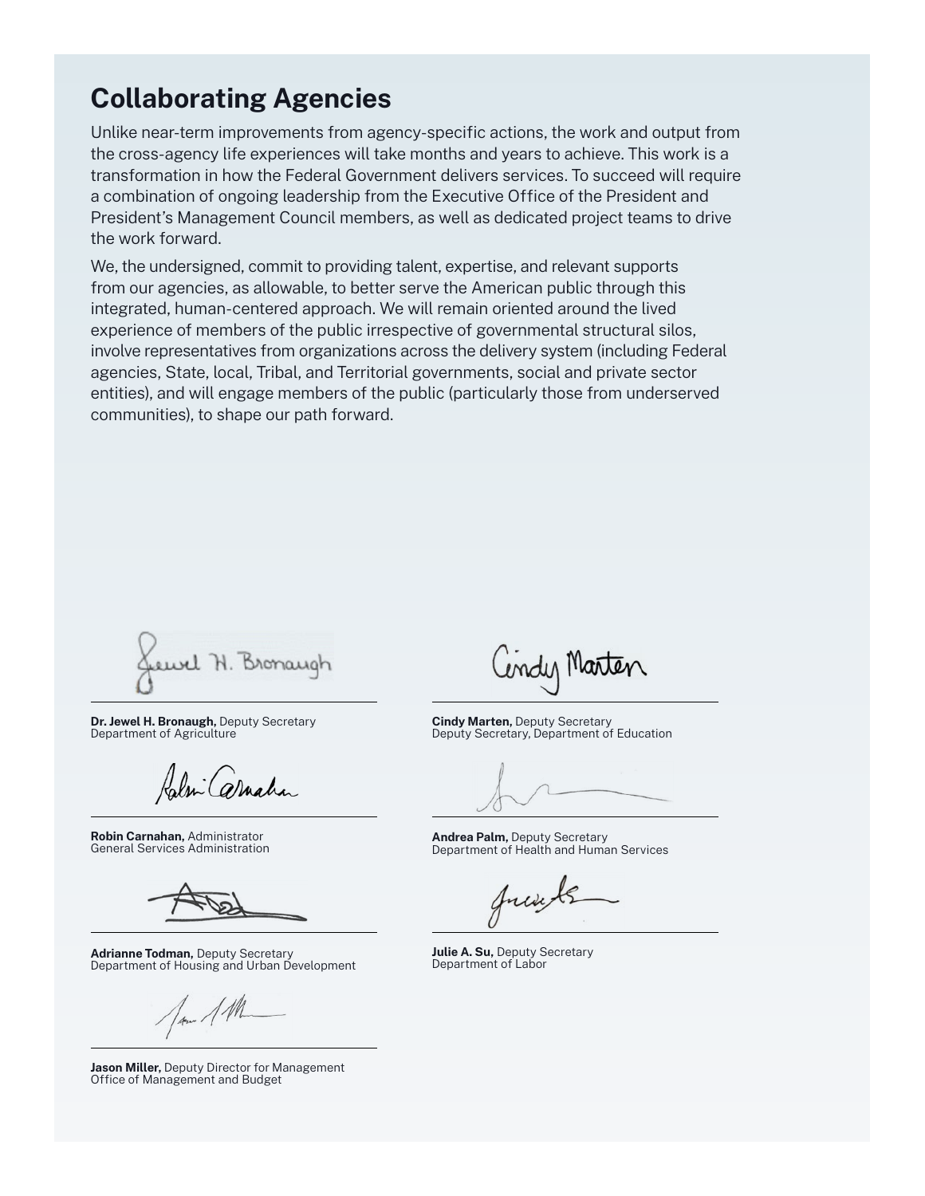## Collaborating Agencies

Unlike near-term improvements from agency-specific actions, the work and output from the cross-agency life experiences will take months and years to achieve. This work is a transformation in how the Federal Government delivers services. To succeed will require a combination of ongoing leadership from the Executive Office of the President and President's Management Council members, as well as dedicated project teams to drive the work forward.

We, the undersigned, commit to providing talent, expertise, and relevant supports from our agencies, as allowable, to better serve the American public through this integrated, human-centered approach. We will remain oriented around the lived experience of members of the public irrespective of governmental structural silos, involve representatives from organizations across the delivery system (including Federal agencies, State, local, Tribal, and Territorial governments, social and private sector entities), and will engage members of the public (particularly those from underserved communities), to shape our path forward.

**Dr. Jewel H. Bronaugh,** Deputy Secretary
Department of Agriculture

**Cindy Marten,** Deputy Secretary
Deputy Secretary, Department of Education

**Robin Carnahan,** Administrator
General Services Administration

**Andrea Palm,** Deputy Secretary
Department of Health and Human Services

**Adrianne Todman,** Deputy Secretary
Department of Housing and Urban Development

**Julie A. Su,** Deputy Secretary
Department of Labor

**Jason Miller,** Deputy Director for Management
Office of Management and Budget